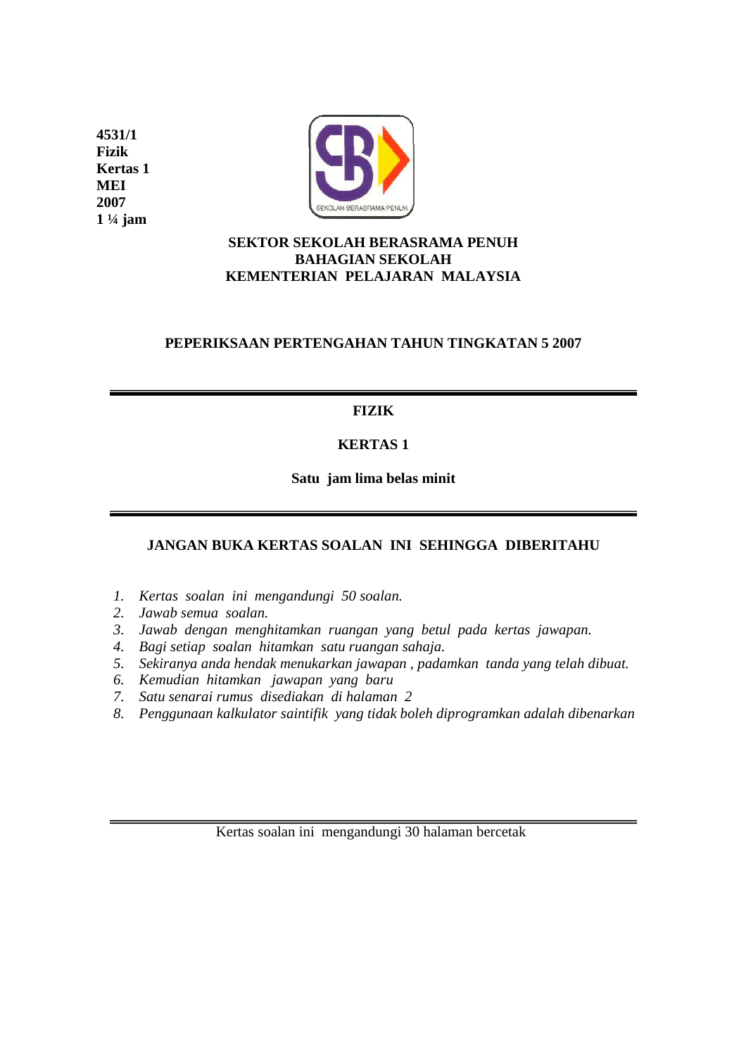**4531/1**
**Fizik**
**Kertas 1**
**MEI**
**2007**
**1 ¼ jam**

**SEKTOR SEKOLAH BERASRAMA PENUH**
**BAHAGIAN SEKOLAH**
**KEMENTERIAN PELAJARAN MALAYSIA**

**PEPERIKSAAN PERTENGAHAN TAHUN TINGKATAN 5 2007**

---

**FIZIK**

**KERTAS 1**

**Satu jam lima belas minit**

---

**JANGAN BUKA KERTAS SOALAN INI SEHINGGA DIBERITAHU**

1. *Kertas soalan ini mengandungi 50 soalan.*
2. *Jawab semua soalan.*
3. *Jawab dengan menghitamkan ruangan yang betul pada kertas jawapan.*
4. *Bagi setiap soalan hitamkan satu ruangan sahaja.*
5. *Sekiranya anda hendak menukarkan jawapan , padamkan tanda yang telah dibuat.*
6. *Kemudian hitamkan jawapan yang baru*
7. *Satu senarai rumus disediakan di halaman 2*
8. *Penggunaan kalkulator saintifik yang tidak boleh diprogramkan adalah dibenarkan*

---

Kertas soalan ini mengandungi 30 halaman bercetak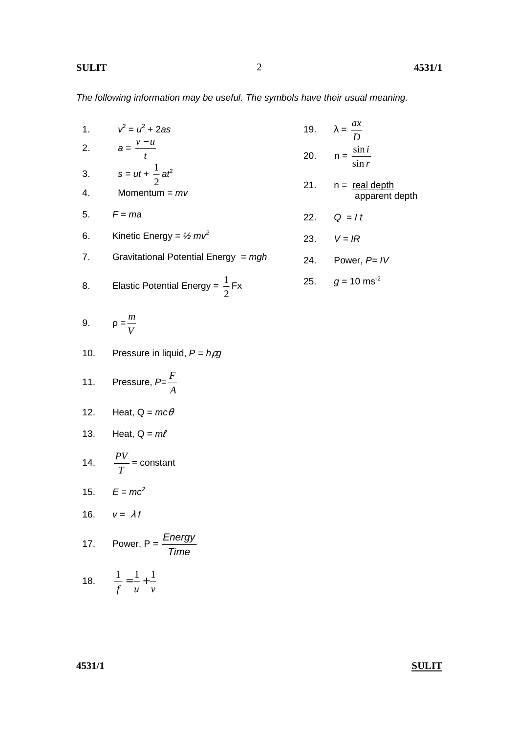*The following information may be useful. The symbols have their usual meaning.*

1. $v^2 = u^2 + 2as$
2. $a = \frac{v - u}{t}$
3. $s = ut + \frac{1}{2}at^2$
4. Momentum = $mv$
5. $F = ma$
6. Kinetic Energy = $\frac{1}{2} mv^2$
7. Gravitational Potential Energy = $mgh$
8. Elastic Potential Energy = $\frac{1}{2}Fx$
9. $\rho = \frac{m}{V}$
10. Pressure in liquid, $P = h\rho g$
11. Pressure, $P = \frac{F}{A}$
12. Heat, $Q = mc\theta$
13. Heat, $Q = m\ell$
14. $\frac{PV}{T}$ = constant
15. $E = mc^2$
16. $v = \lambda f$
17. Power, P = $\frac{Energy}{Time}$
18. $\frac{1}{f} = \frac{1}{u} + \frac{1}{v}$
19. $\lambda = \frac{ax}{D}$
20. $n = \frac{\sin i}{\sin r}$
21. n = $\frac{\text{real depth}}{\text{apparent depth}}$
22. $Q = It$
23. $V = IR$
24. Power, $P = IV$
25. $g = 10\ \text{ms}^{-2}$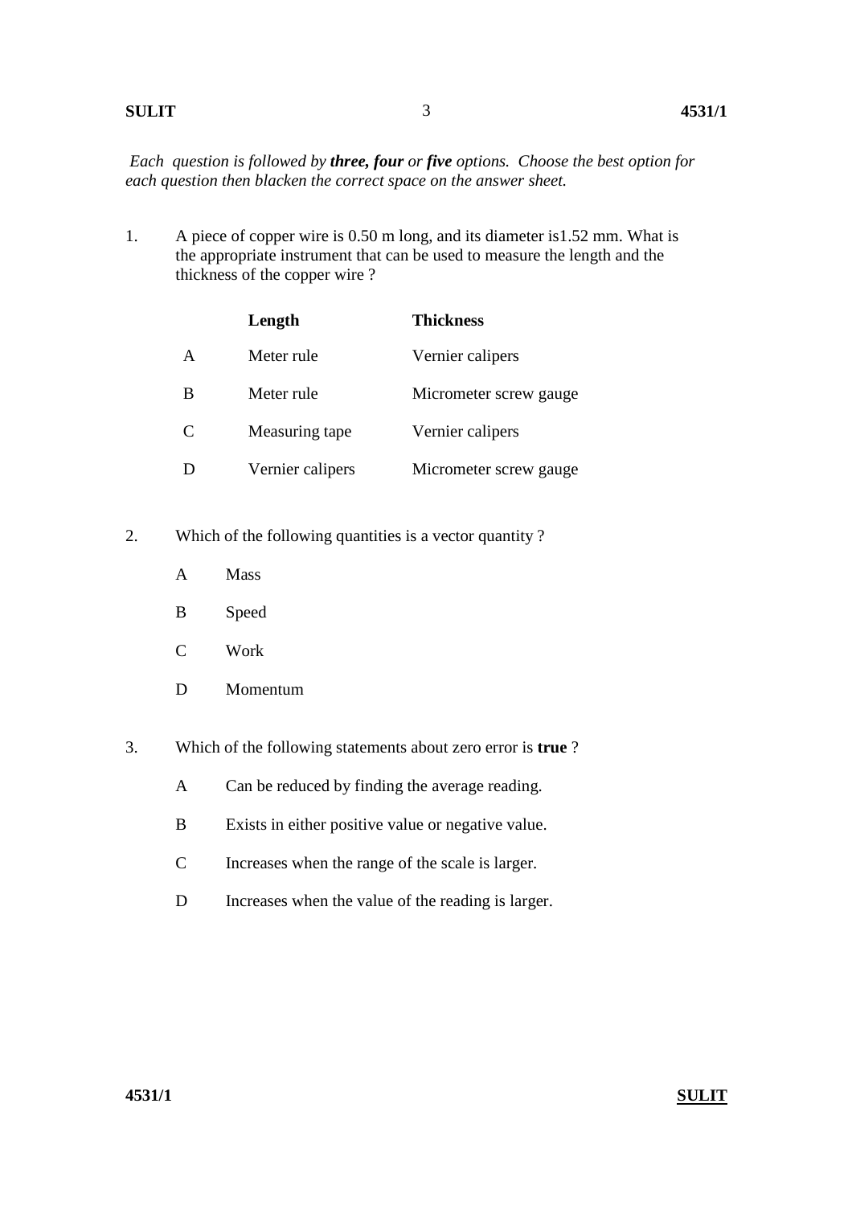*Each question is followed by **three, four** or **five** options. Choose the best option for each question then blacken the correct space on the answer sheet.*

1. A piece of copper wire is 0.50 m long, and its diameter is1.52 mm. What is the appropriate instrument that can be used to measure the length and the thickness of the copper wire ?

| | **Length** | **Thickness** |
|---|---|---|
| A | Meter rule | Vernier calipers |
| B | Meter rule | Micrometer screw gauge |
| C | Measuring tape | Vernier calipers |
| D | Vernier calipers | Micrometer screw gauge |

2. Which of the following quantities is a vector quantity ?

   A Mass

   B Speed

   C Work

   D Momentum

3. Which of the following statements about zero error is **true** ?

   A Can be reduced by finding the average reading.

   B Exists in either positive value or negative value.

   C Increases when the range of the scale is larger.

   D Increases when the value of the reading is larger.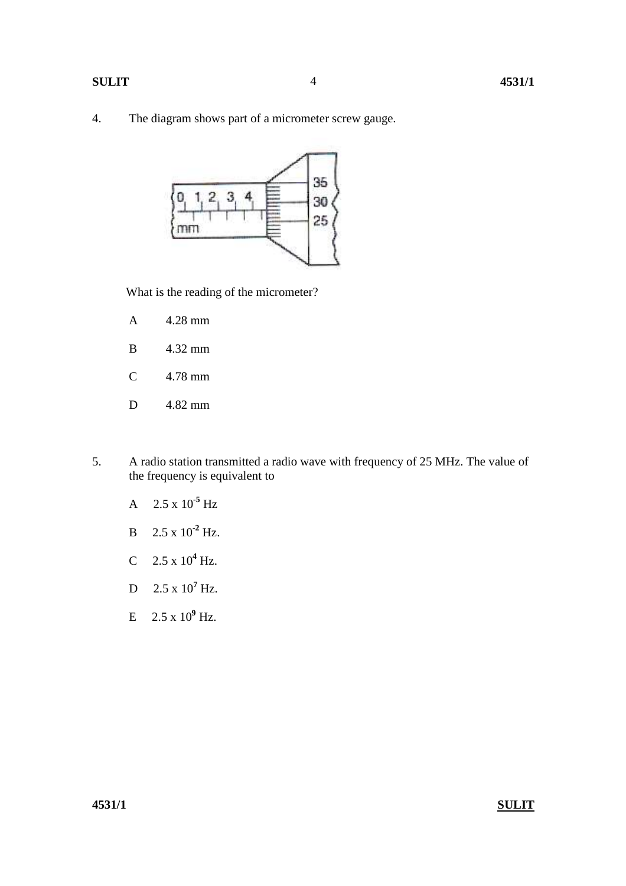4. The diagram shows part of a micrometer screw gauge.

What is the reading of the micrometer?

A 4.28 mm

B 4.32 mm

C 4.78 mm

D 4.82 mm

5. A radio station transmitted a radio wave with frequency of 25 MHz. The value of the frequency is equivalent to

A $2.5 \times 10^{-5}$ Hz

B $2.5 \times 10^{-2}$ Hz.

C $2.5 \times 10^{4}$ Hz.

D $2.5 \times 10^{7}$ Hz.

E $2.5 \times 10^{9}$ Hz.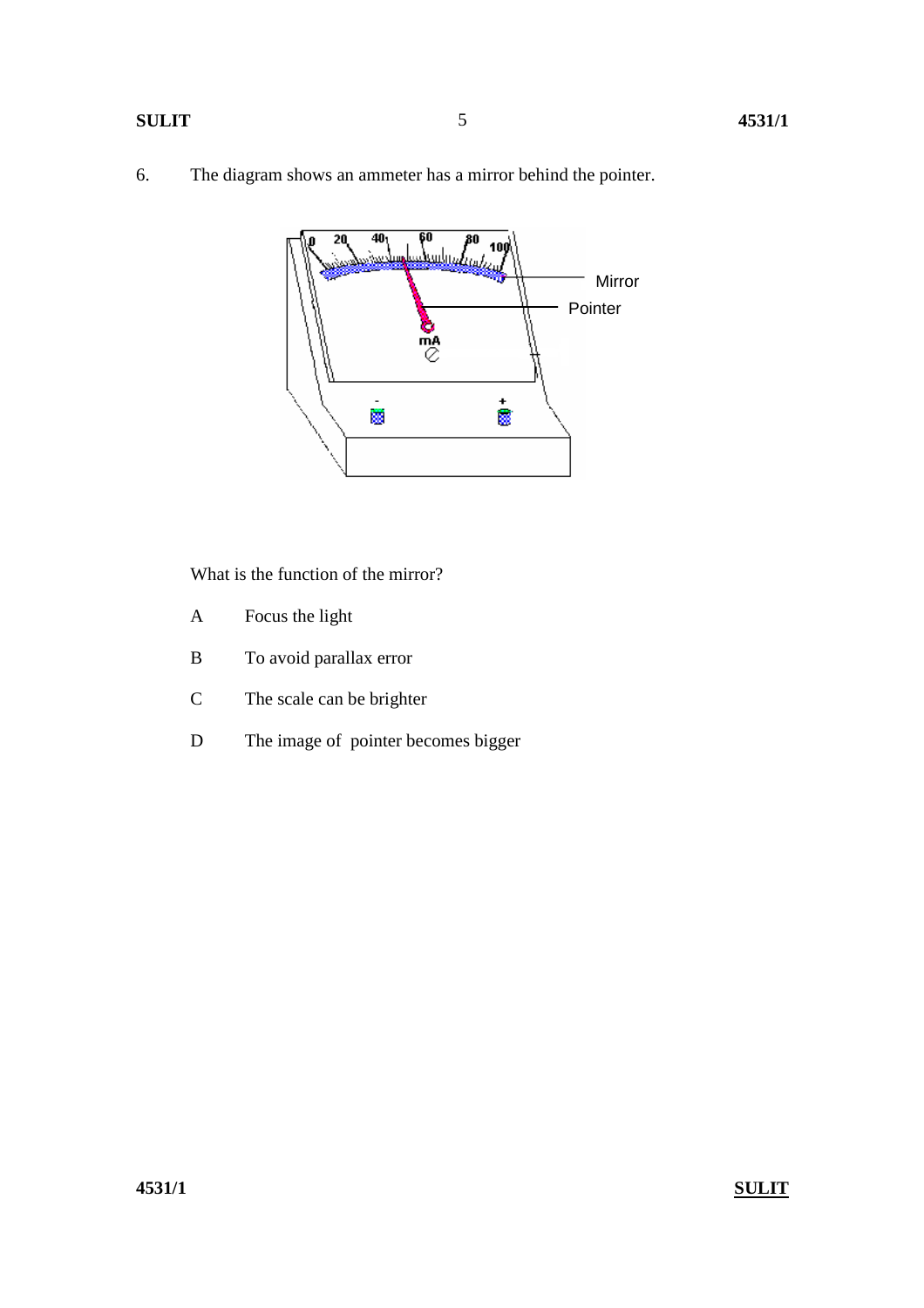6. The diagram shows an ammeter has a mirror behind the pointer.

What is the function of the mirror?

A Focus the light

B To avoid parallax error

C The scale can be brighter

D The image of pointer becomes bigger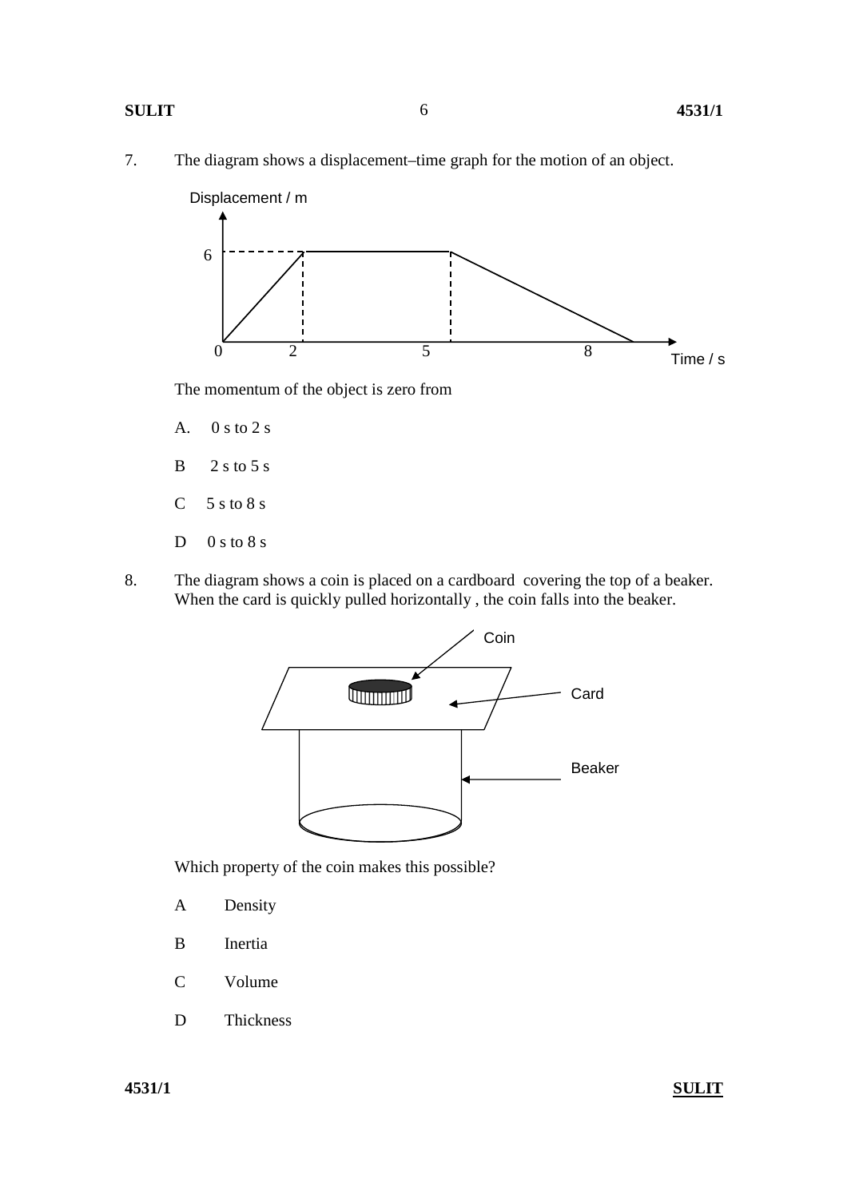7. The diagram shows a displacement–time graph for the motion of an object.

The momentum of the object is zero from

A. 0 s to 2 s

B 2 s to 5 s

C 5 s to 8 s

D 0 s to 8 s

8. The diagram shows a coin is placed on a cardboard covering the top of a beaker. When the card is quickly pulled horizontally , the coin falls into the beaker.

Which property of the coin makes this possible?

A Density

B Inertia

C Volume

D Thickness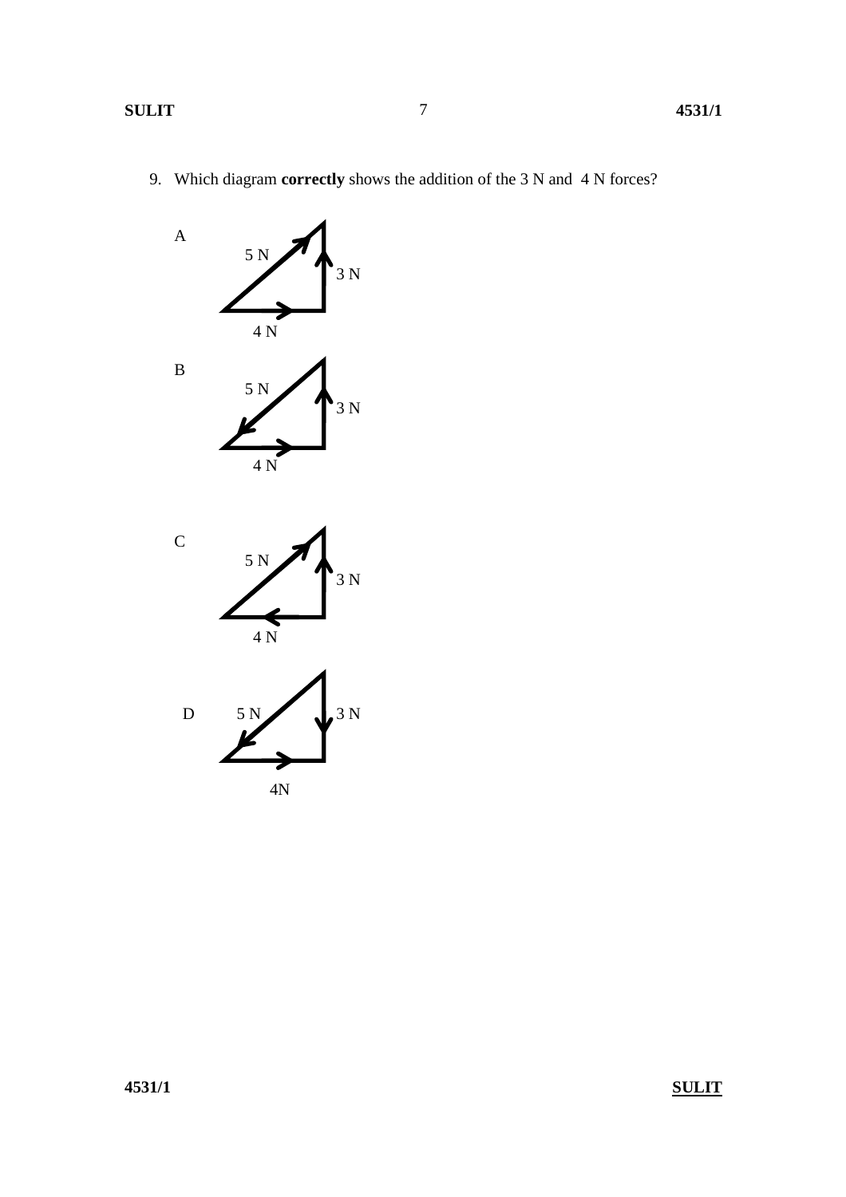9. Which diagram **correctly** shows the addition of the 3 N and 4 N forces?

A

5 N

3 N

4 N

B

5 N

3 N

4 N

C

5 N

3 N

4 N

D

5 N

3 N

4N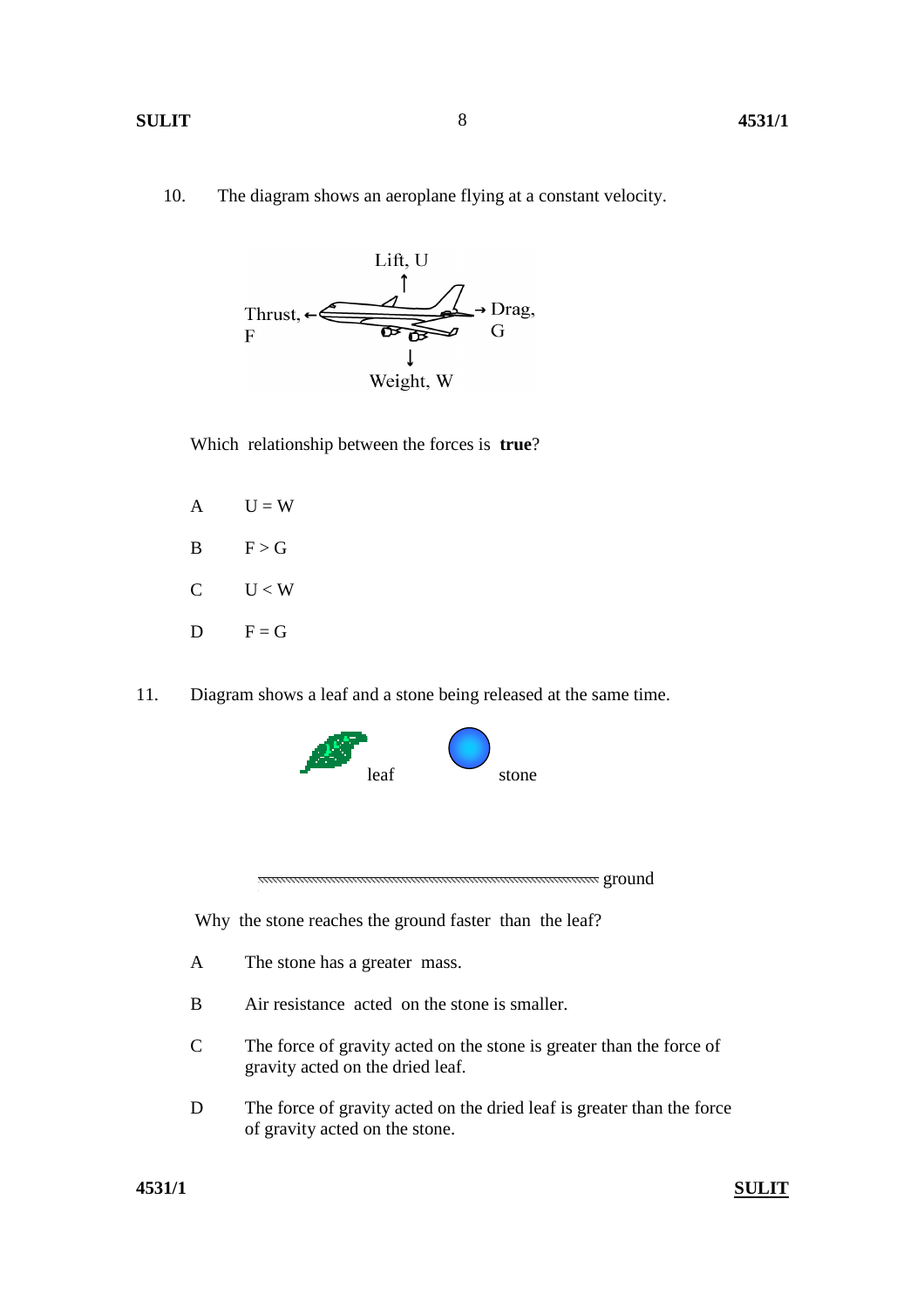10. The diagram shows an aeroplane flying at a constant velocity.

Lift, U

Thrust, F

Drag, G

Weight, W

Which relationship between the forces is **true**?

A $U = W$

B $F > G$

C $U < W$

D $F = G$

11. Diagram shows a leaf and a stone being released at the same time.

leaf

stone

ground

Why the stone reaches the ground faster than the leaf?

A The stone has a greater mass.

B Air resistance acted on the stone is smaller.

C The force of gravity acted on the stone is greater than the force of gravity acted on the dried leaf.

D The force of gravity acted on the dried leaf is greater than the force of gravity acted on the stone.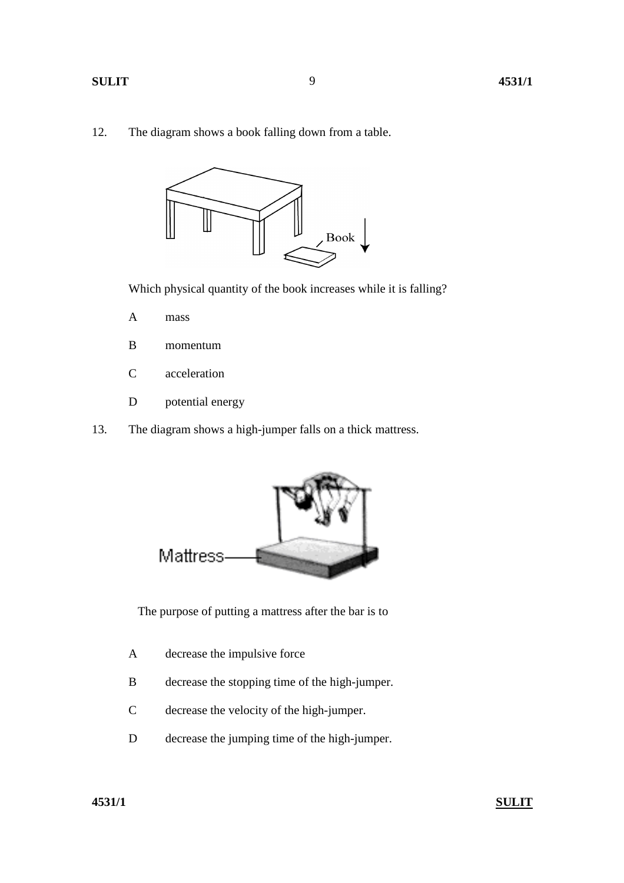12. The diagram shows a book falling down from a table.

Which physical quantity of the book increases while it is falling?

A mass

B momentum

C acceleration

D potential energy

13. The diagram shows a high-jumper falls on a thick mattress.

The purpose of putting a mattress after the bar is to

A decrease the impulsive force

B decrease the stopping time of the high-jumper.

C decrease the velocity of the high-jumper.

D decrease the jumping time of the high-jumper.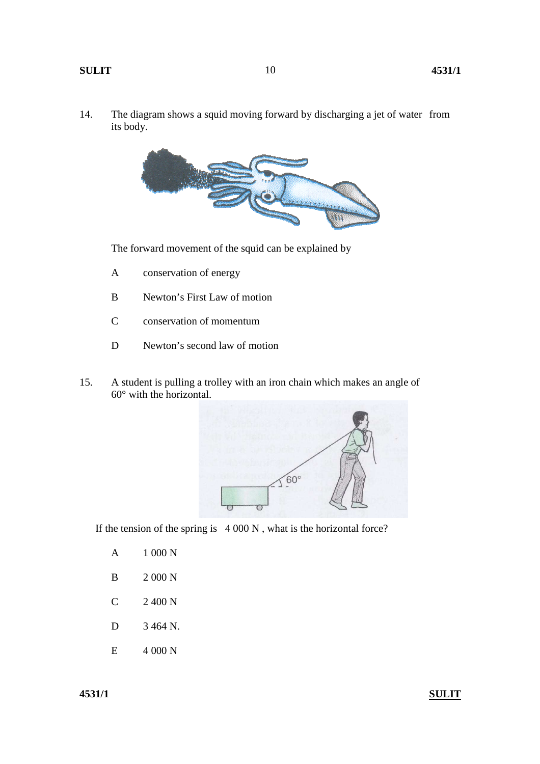14. The diagram shows a squid moving forward by discharging a jet of water from its body.

The forward movement of the squid can be explained by

A conservation of energy

B Newton's First Law of motion

C conservation of momentum

D Newton's second law of motion

15. A student is pulling a trolley with an iron chain which makes an angle of 60° with the horizontal.

If the tension of the spring is 4 000 N , what is the horizontal force?

A 1 000 N

B 2 000 N

C 2 400 N

D 3 464 N.

E 4 000 N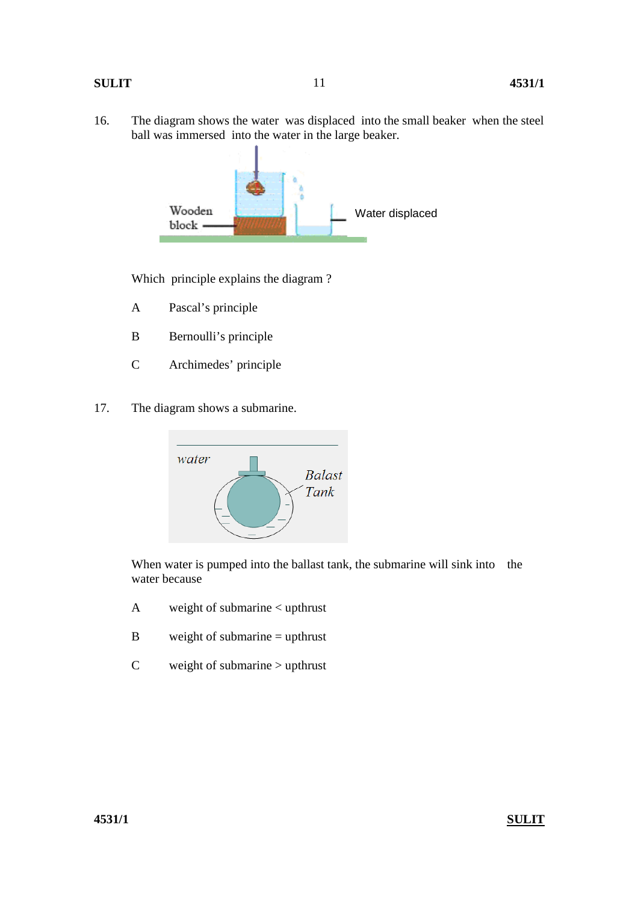16. The diagram shows the water was displaced into the small beaker when the steel ball was immersed into the water in the large beaker.

Wooden block

Water displaced

Which principle explains the diagram ?

A Pascal's principle

B Bernoulli's principle

C Archimedes' principle

17. The diagram shows a submarine.

water

Balast Tank

When water is pumped into the ballast tank, the submarine will sink into the water because

A weight of submarine < upthrust

B weight of submarine = upthrust

C weight of submarine > upthrust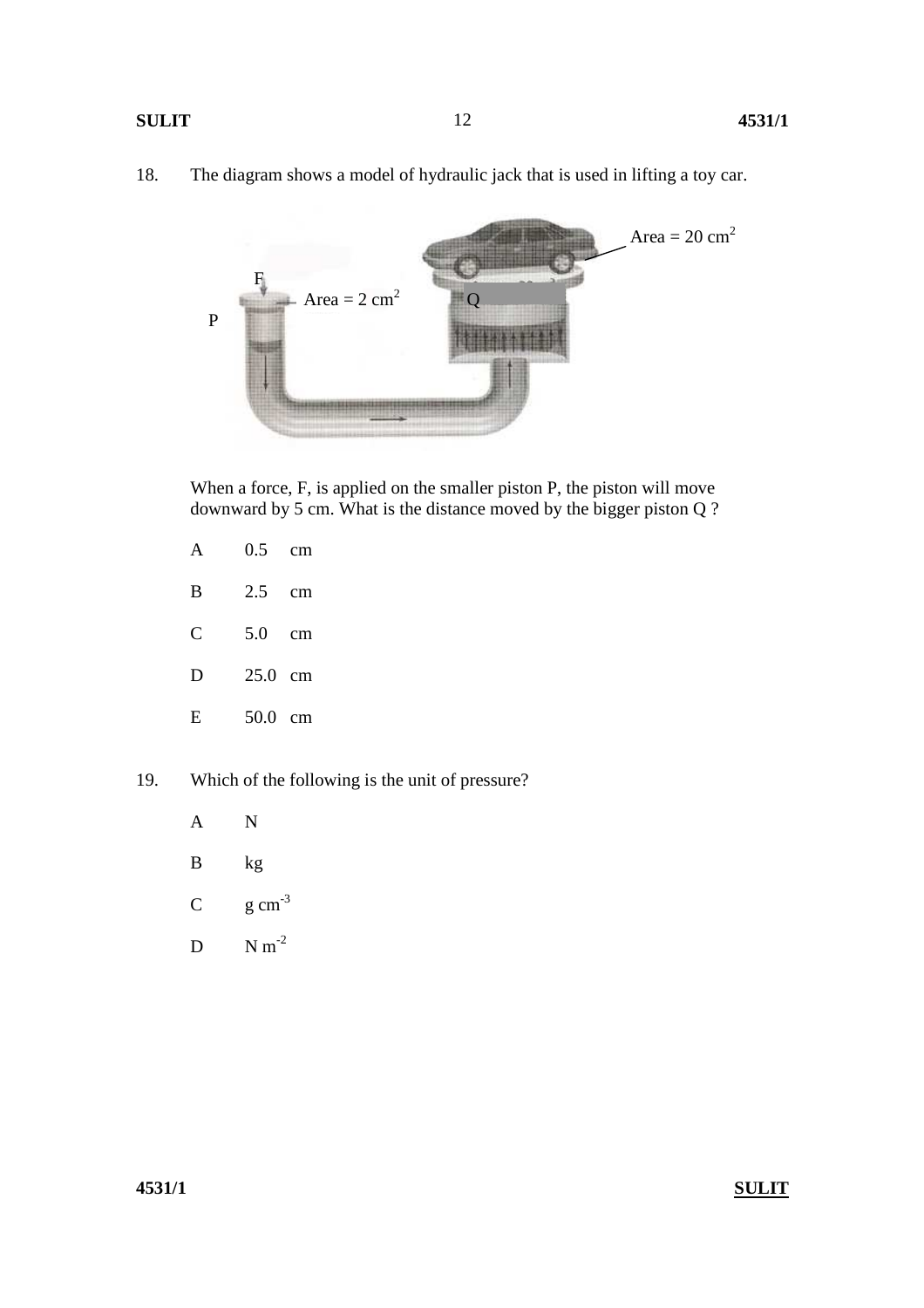18. The diagram shows a model of hydraulic jack that is used in lifting a toy car.

F

Area = 2 cm²

P

Q

Area = 20 cm²

When a force, F, is applied on the smaller piston P, the piston will move downward by 5 cm. What is the distance moved by the bigger piston Q ?

A 0.5 cm

B 2.5 cm

C 5.0 cm

D 25.0 cm

E 50.0 cm

19. Which of the following is the unit of pressure?

A N

B kg

C g cm$^{-3}$

D N m$^{-2}$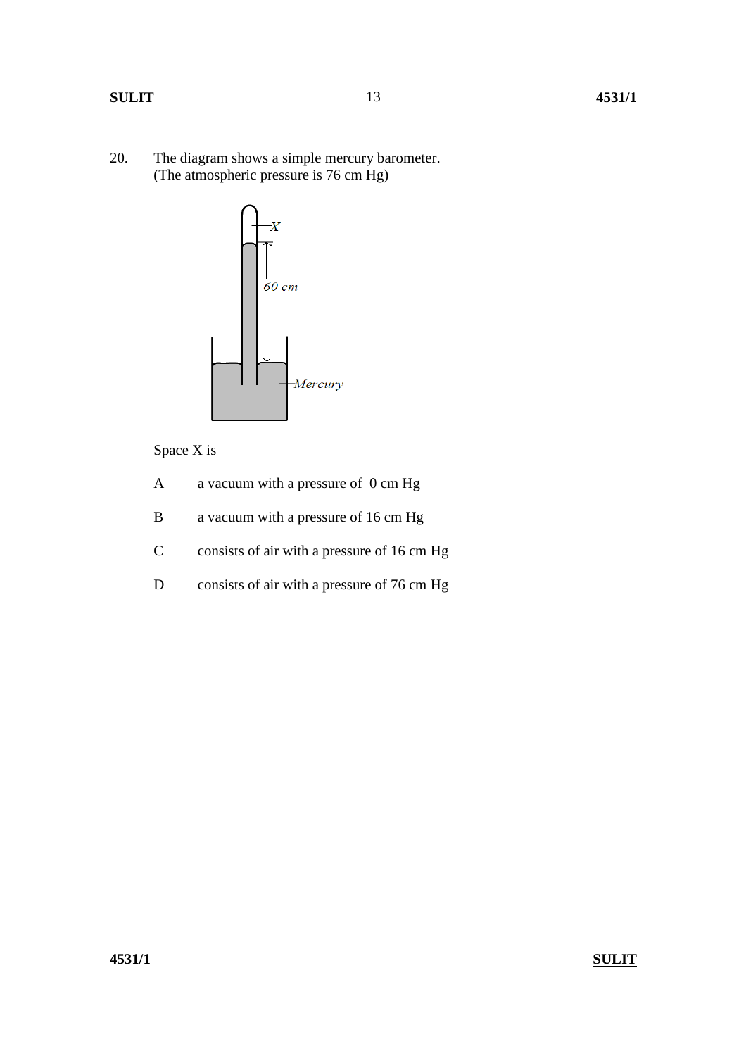20. The diagram shows a simple mercury barometer.
(The atmospheric pressure is 76 cm Hg)

Space X is

A a vacuum with a pressure of 0 cm Hg

B a vacuum with a pressure of 16 cm Hg

C consists of air with a pressure of 16 cm Hg

D consists of air with a pressure of 76 cm Hg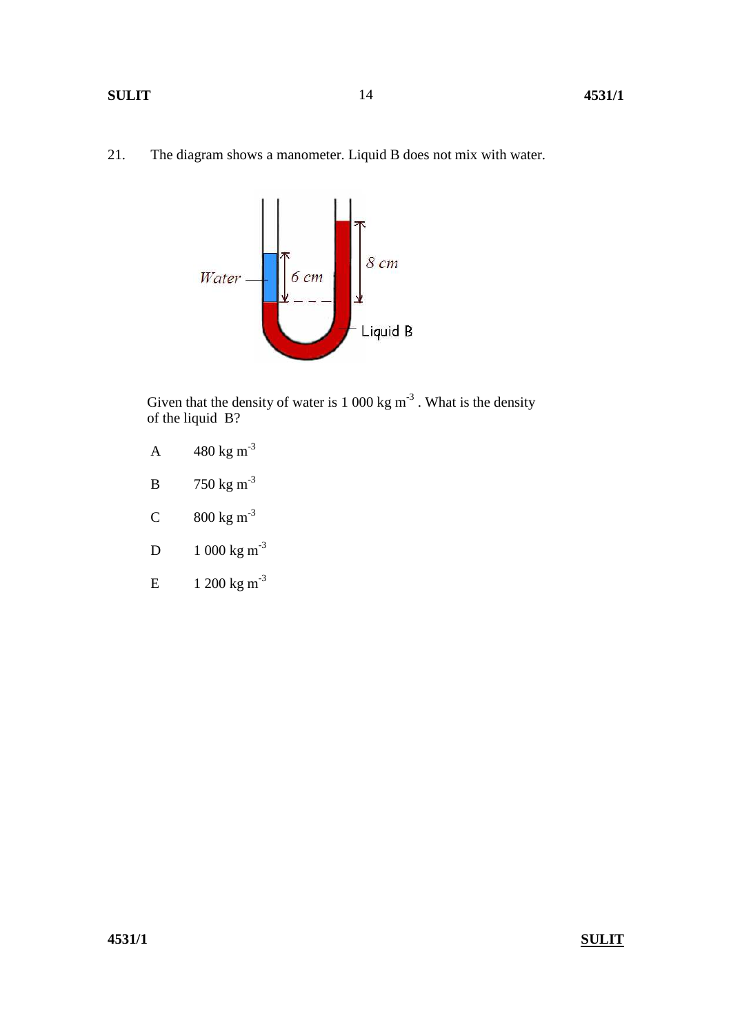21. The diagram shows a manometer. Liquid B does not mix with water.

Given that the density of water is 1 000 kg $m^{-3}$ . What is the density of the liquid B?

A 480 kg $m^{-3}$

B 750 kg $m^{-3}$

C 800 kg $m^{-3}$

D 1 000 kg $m^{-3}$

E 1 200 kg $m^{-3}$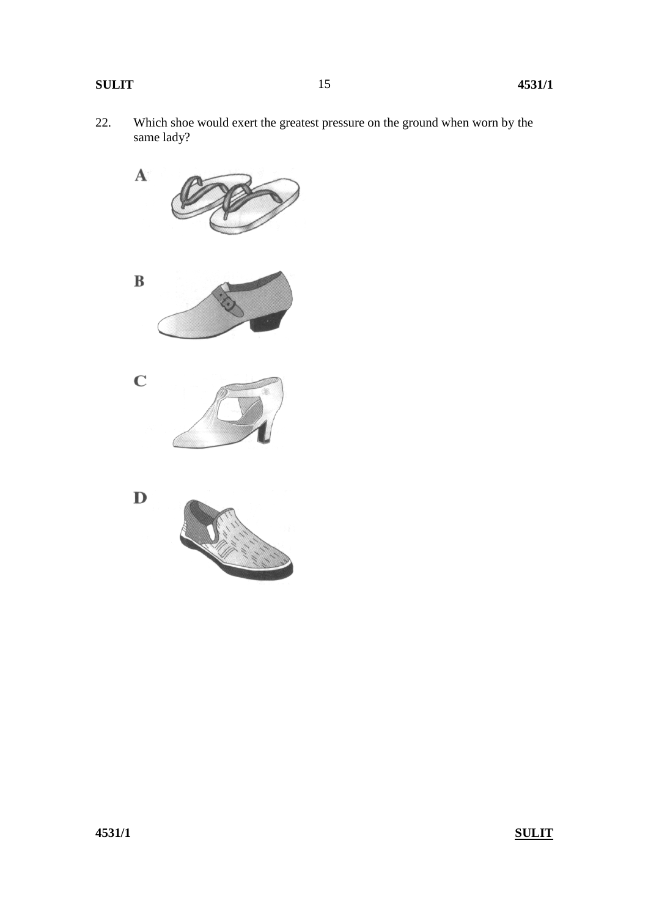22. Which shoe would exert the greatest pressure on the ground when worn by the same lady?

A

B

C

D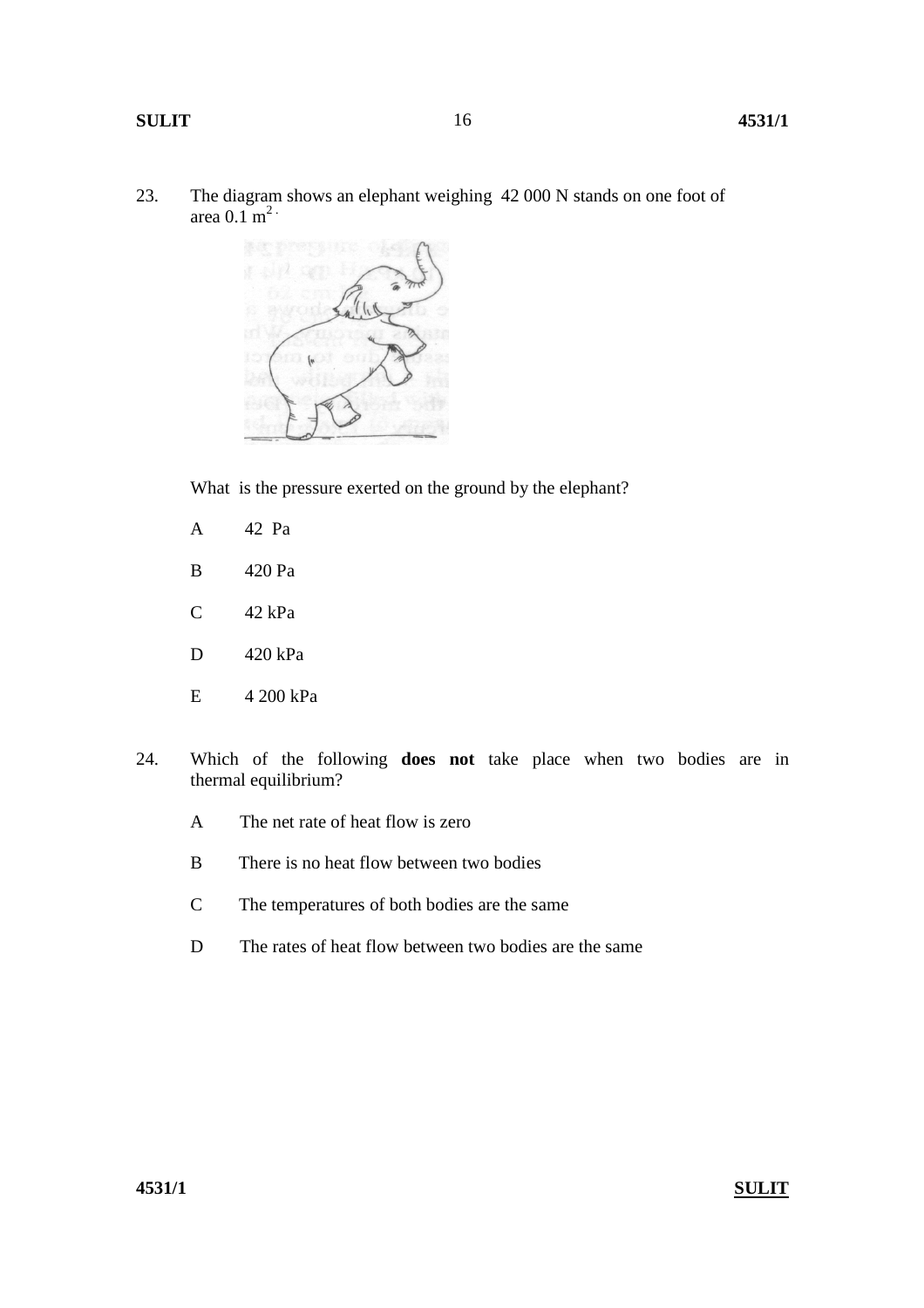23. The diagram shows an elephant weighing 42 000 N stands on one foot of area 0.1 $m^2$.

What is the pressure exerted on the ground by the elephant?

A 42 Pa

B 420 Pa

C 42 kPa

D 420 kPa

E 4 200 kPa

24. Which of the following **does not** take place when two bodies are in thermal equilibrium?

A The net rate of heat flow is zero

B There is no heat flow between two bodies

C The temperatures of both bodies are the same

D The rates of heat flow between two bodies are the same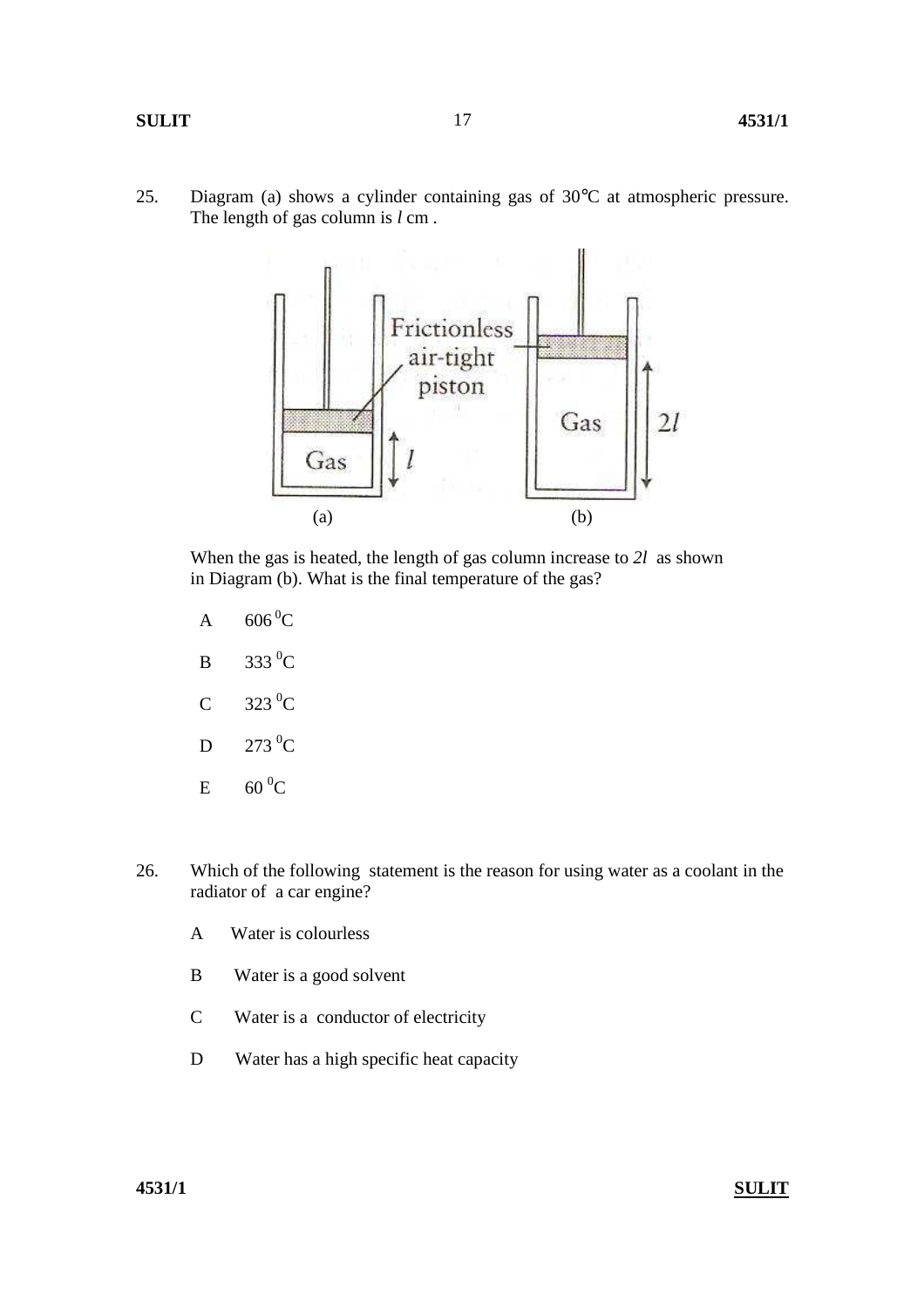25. Diagram (a) shows a cylinder containing gas of 30°C at atmospheric pressure. The length of gas column is $l$ cm .

When the gas is heated, the length of gas column increase to $2l$ as shown in Diagram (b). What is the final temperature of the gas?

A $606\,^0\text{C}$

B $333\,^0\text{C}$

C $323\,^0\text{C}$

D $273\,^0\text{C}$

E $60\,^0\text{C}$

26. Which of the following statement is the reason for using water as a coolant in the radiator of a car engine?

A Water is colourless

B Water is a good solvent

C Water is a conductor of electricity

D Water has a high specific heat capacity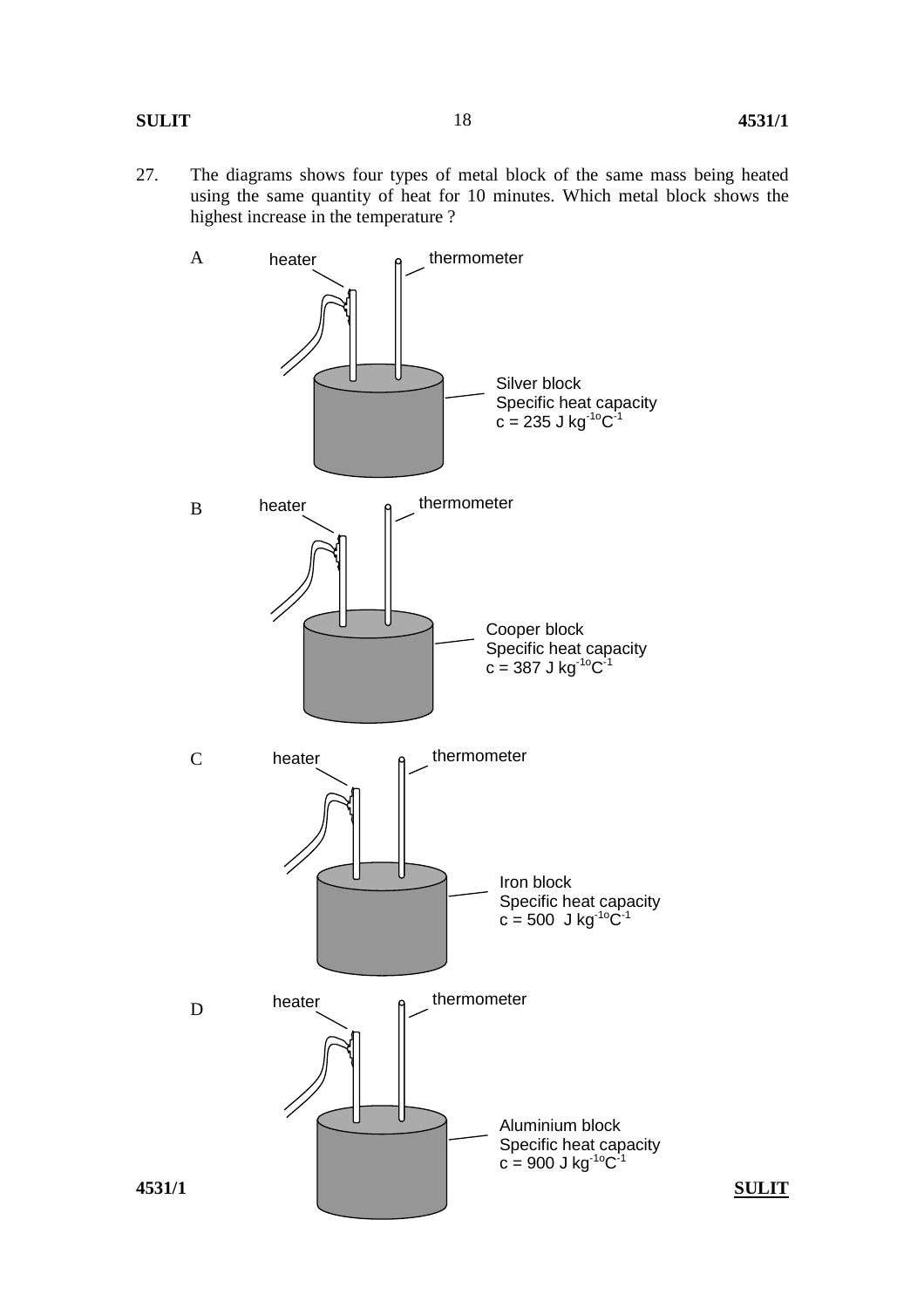27. The diagrams shows four types of metal block of the same mass being heated using the same quantity of heat for 10 minutes. Which metal block shows the highest increase in the temperature ?

A

heater

thermometer

Silver block
Specific heat capacity
$c = 235 \text{ J kg}^{-1}\text{°C}^{-1}$

B

heater

thermometer

Cooper block
Specific heat capacity
$c = 387 \text{ J kg}^{-1}\text{°C}^{-1}$

C

heater

thermometer

Iron block
Specific heat capacity
$c = 500 \text{ J kg}^{-1}\text{°C}^{-1}$

D

heater

thermometer

Aluminium block
Specific heat capacity
$c = 900 \text{ J kg}^{-1}\text{°C}^{-1}$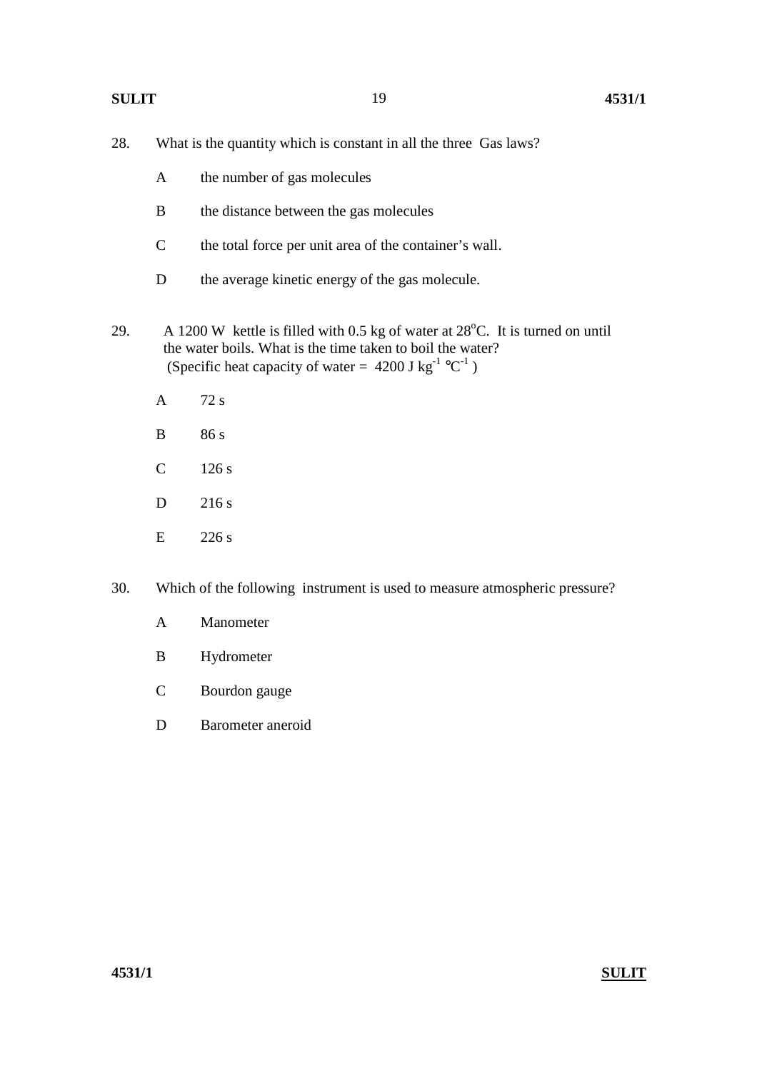28. What is the quantity which is constant in all the three Gas laws?

    A the number of gas molecules

    B the distance between the gas molecules

    C the total force per unit area of the container's wall.

    D the average kinetic energy of the gas molecule.

29. A 1200 W kettle is filled with 0.5 kg of water at $28^{o}$C. It is turned on until the water boils. What is the time taken to boil the water?
    (Specific heat capacity of water = 4200 J $kg^{-1}$ $°C^{-1}$ )

    A 72 s

    B 86 s

    C 126 s

    D 216 s

    E 226 s

30. Which of the following instrument is used to measure atmospheric pressure?

    A Manometer

    B Hydrometer

    C Bourdon gauge

    D Barometer aneroid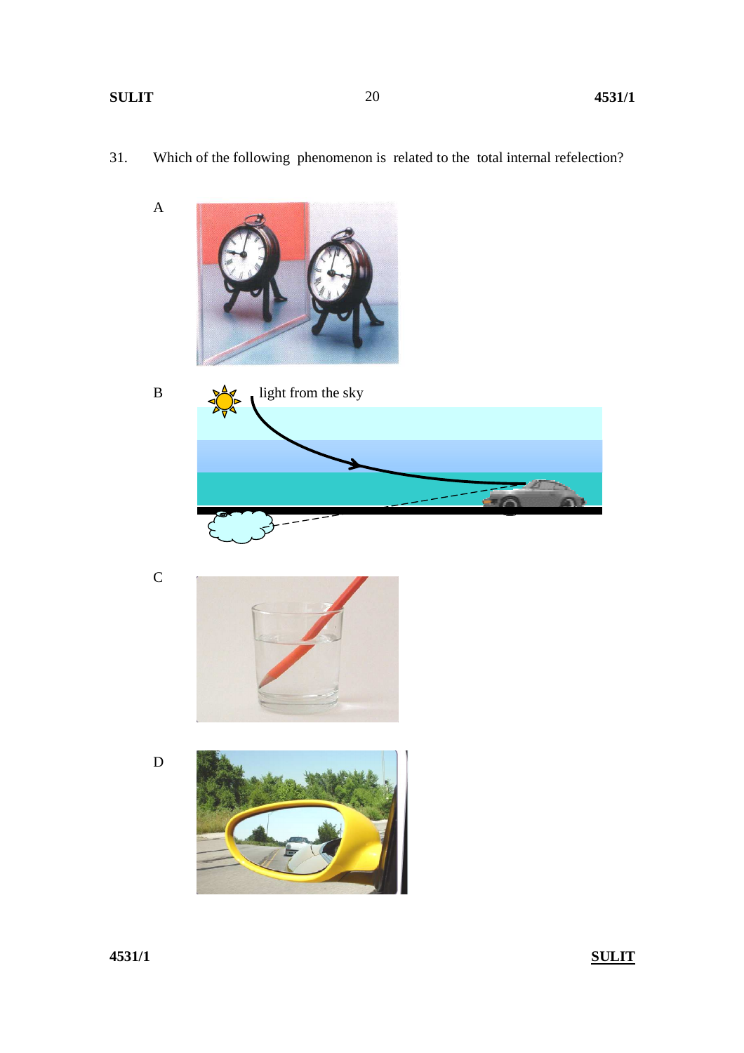31. Which of the following phenomenon is related to the total internal refelection?

A

B

light from the sky

C

D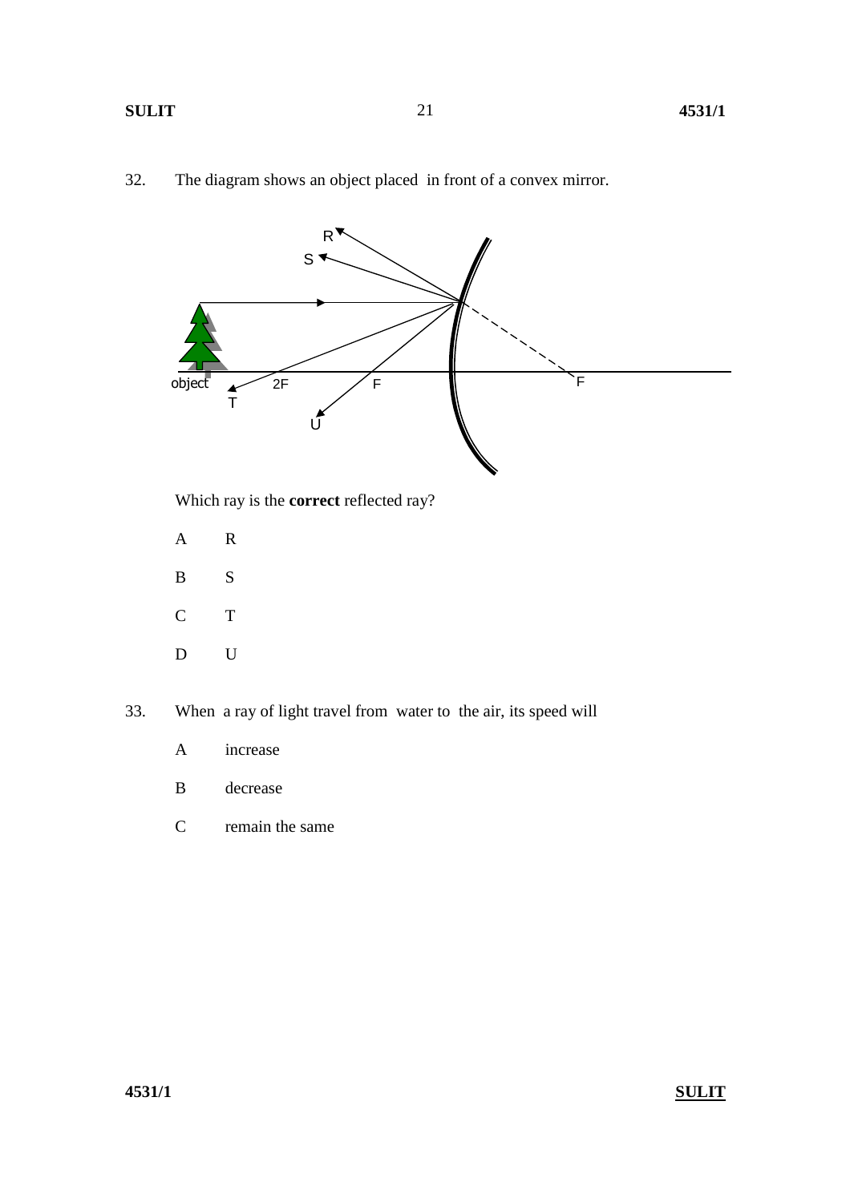32. The diagram shows an object placed in front of a convex mirror.

Which ray is the **correct** reflected ray?

A R

B S

C T

D U

33. When a ray of light travel from water to the air, its speed will

A increase

B decrease

C remain the same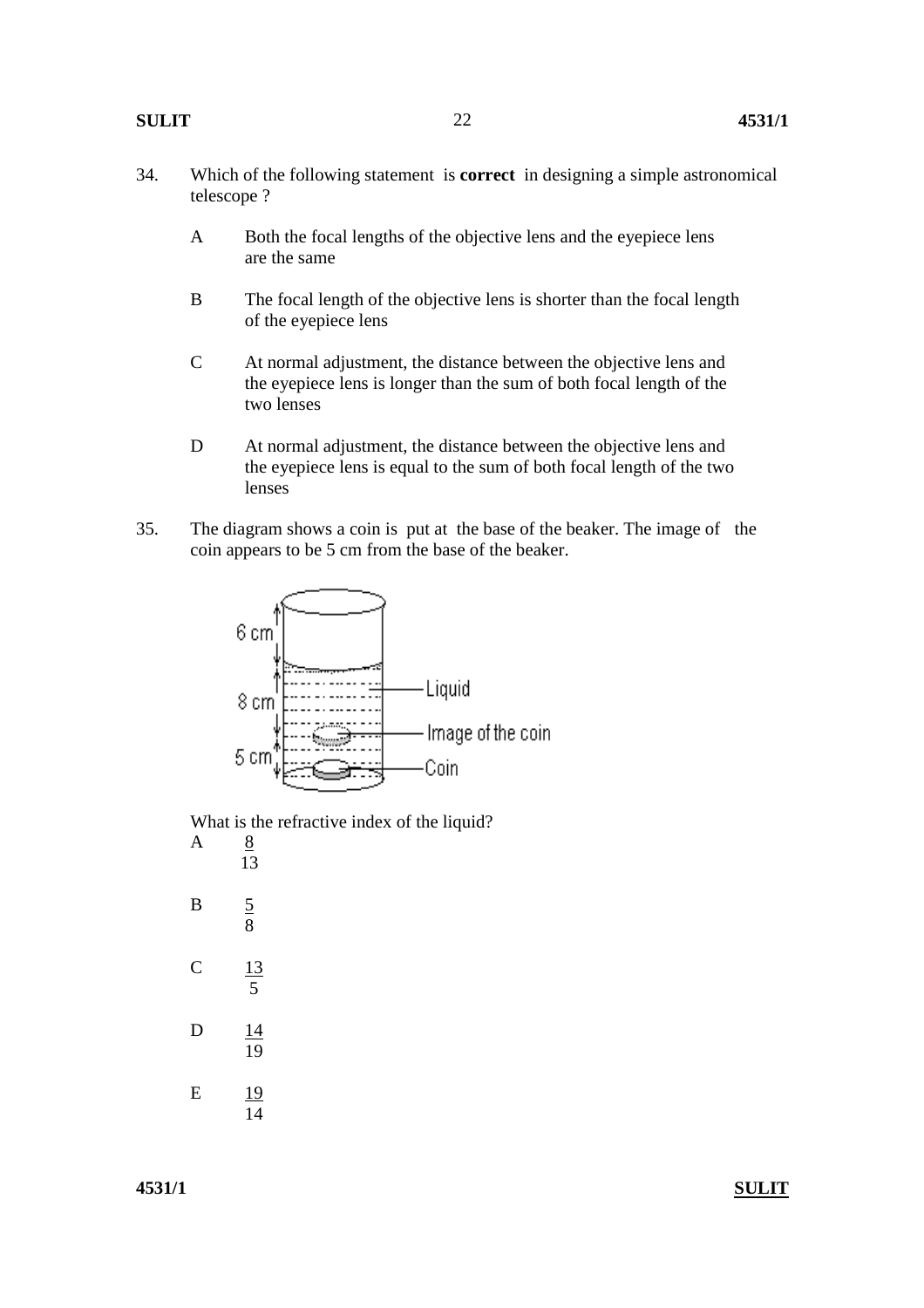34. Which of the following statement is **correct** in designing a simple astronomical telescope ?

A Both the focal lengths of the objective lens and the eyepiece lens are the same

B The focal length of the objective lens is shorter than the focal length of the eyepiece lens

C At normal adjustment, the distance between the objective lens and the eyepiece lens is longer than the sum of both focal length of the two lenses

D At normal adjustment, the distance between the objective lens and the eyepiece lens is equal to the sum of both focal length of the two lenses

35. The diagram shows a coin is put at the base of the beaker. The image of the coin appears to be 5 cm from the base of the beaker.

6 cm

8 cm — Liquid

5 cm — Image of the coin

Coin

What is the refractive index of the liquid?

A $\frac{8}{13}$

B $\frac{5}{8}$

C $\frac{13}{5}$

D $\frac{14}{19}$

E $\frac{19}{14}$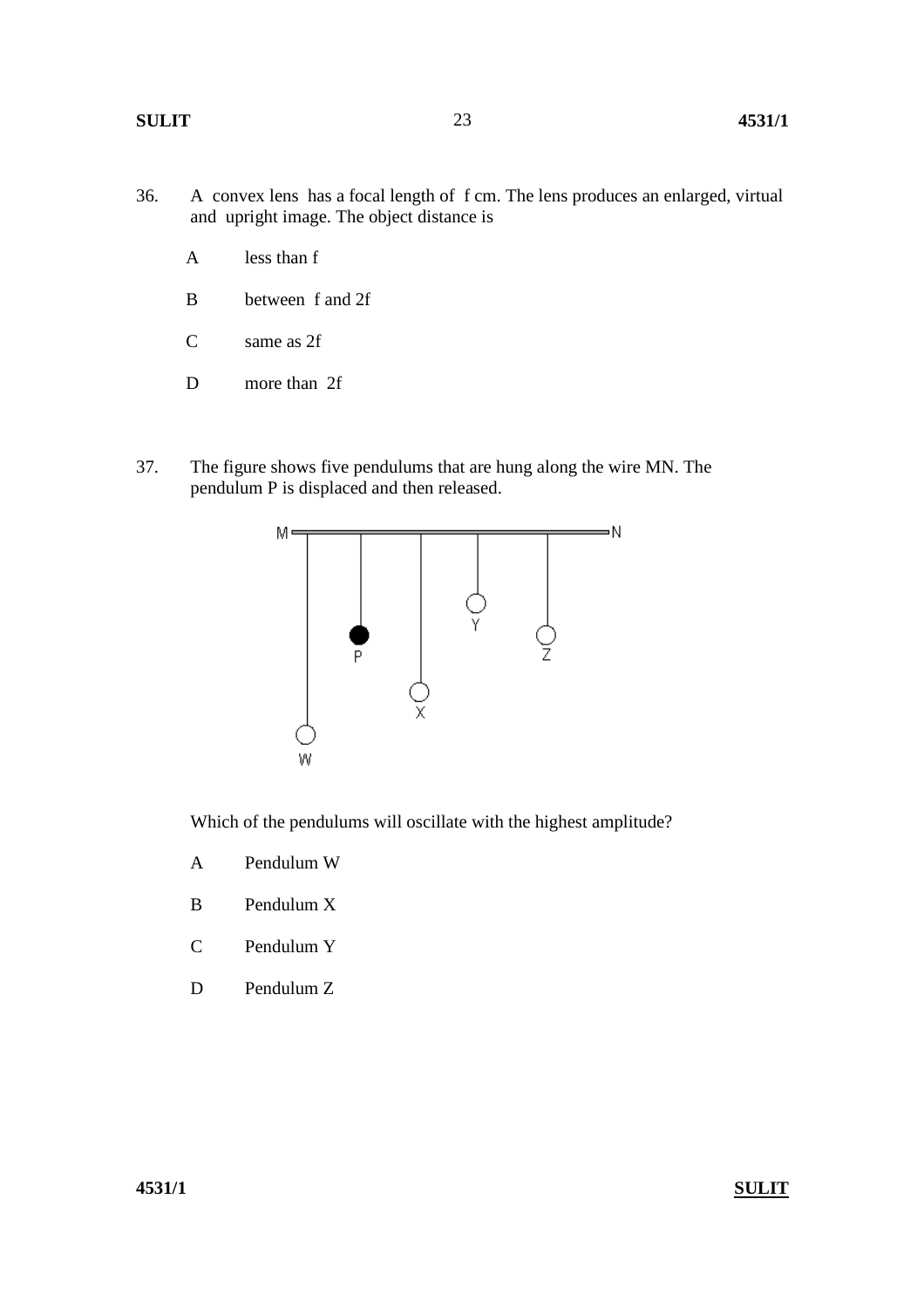36. A convex lens has a focal length of f cm. The lens produces an enlarged, virtual and upright image. The object distance is

    A less than f

    B between f and 2f

    C same as 2f

    D more than 2f

37. The figure shows five pendulums that are hung along the wire MN. The pendulum P is displaced and then released.

    Which of the pendulums will oscillate with the highest amplitude?

    A Pendulum W

    B Pendulum X

    C Pendulum Y

    D Pendulum Z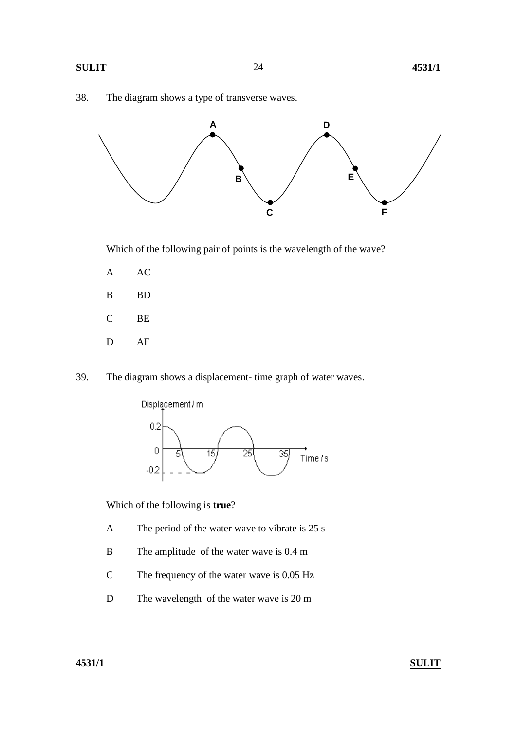38. The diagram shows a type of transverse waves.

Which of the following pair of points is the wavelength of the wave?

A AC

B BD

C BE

D AF

39. The diagram shows a displacement- time graph of water waves.

Which of the following is **true**?

A The period of the water wave to vibrate is 25 s

B The amplitude of the water wave is 0.4 m

C The frequency of the water wave is 0.05 Hz

D The wavelength of the water wave is 20 m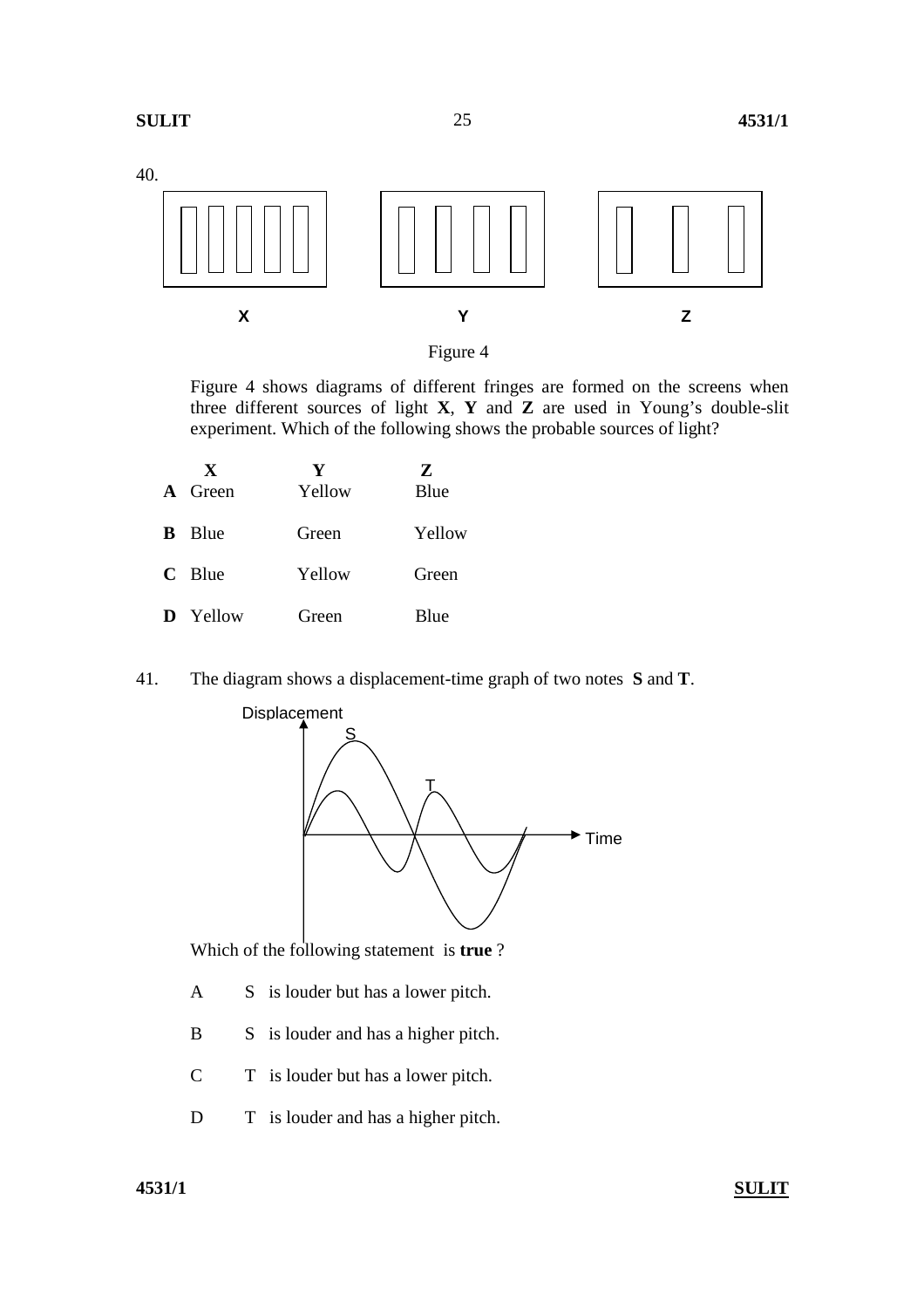40.

X    Y    Z

Figure 4

Figure 4 shows diagrams of different fringes are formed on the screens when three different sources of light **X**, **Y** and **Z** are used in Young's double-slit experiment. Which of the following shows the probable sources of light?

| | X | Y | Z |
|---|---|---|---|
| **A** | Green | Yellow | Blue |
| **B** | Blue | Green | Yellow |
| **C** | Blue | Yellow | Green |
| **D** | Yellow | Green | Blue |

41. The diagram shows a displacement-time graph of two notes **S** and **T**.

Displacement

S

T

Time

Which of the following statement is **true** ?

A  S is louder but has a lower pitch.

B  S is louder and has a higher pitch.

C  T is louder but has a lower pitch.

D  T is louder and has a higher pitch.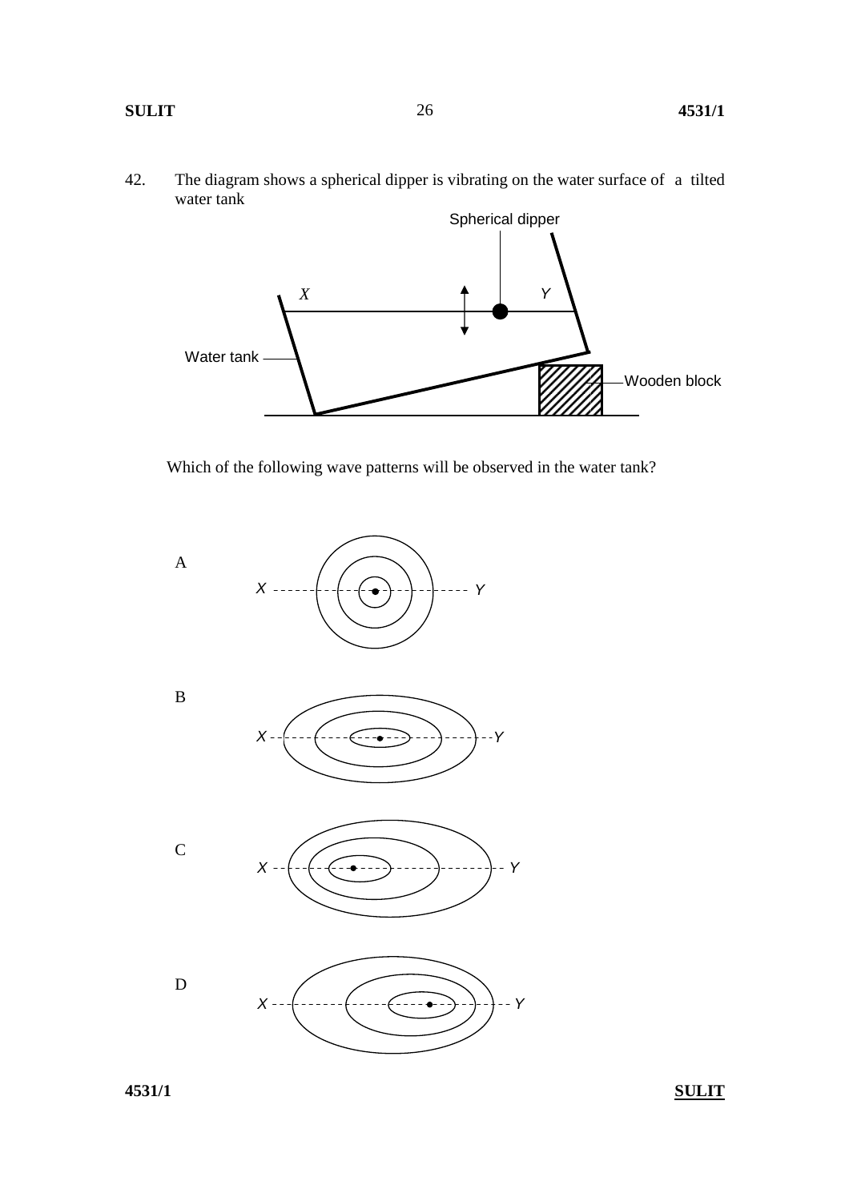42. The diagram shows a spherical dipper is vibrating on the water surface of a tilted water tank

Which of the following wave patterns will be observed in the water tank?

A

B

C

D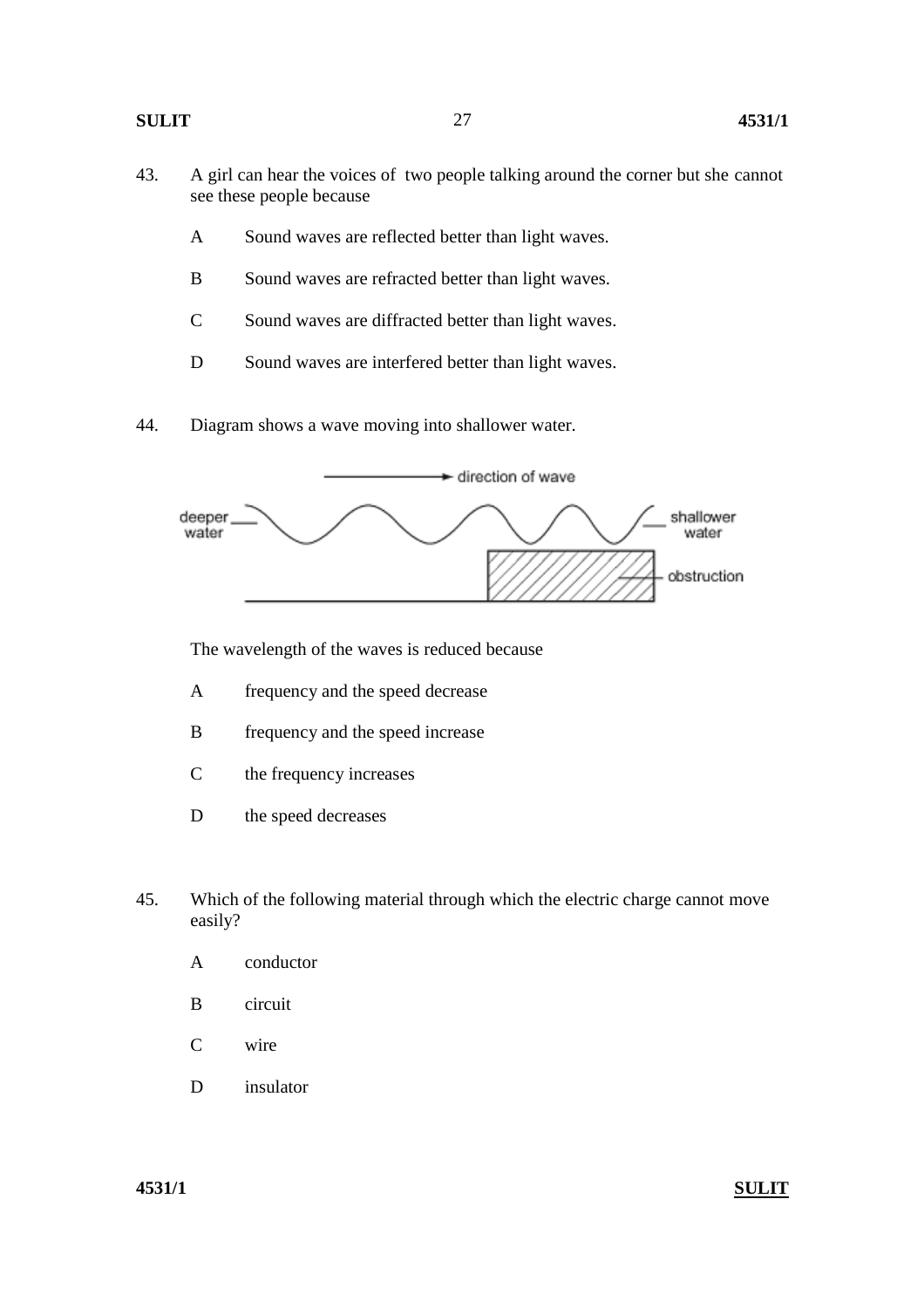43. A girl can hear the voices of two people talking around the corner but she cannot see these people because

    A Sound waves are reflected better than light waves.

    B Sound waves are refracted better than light waves.

    C Sound waves are diffracted better than light waves.

    D Sound waves are interfered better than light waves.

44. Diagram shows a wave moving into shallower water.

    The wavelength of the waves is reduced because

    A frequency and the speed decrease

    B frequency and the speed increase

    C the frequency increases

    D the speed decreases

45. Which of the following material through which the electric charge cannot move easily?

    A conductor

    B circuit

    C wire

    D insulator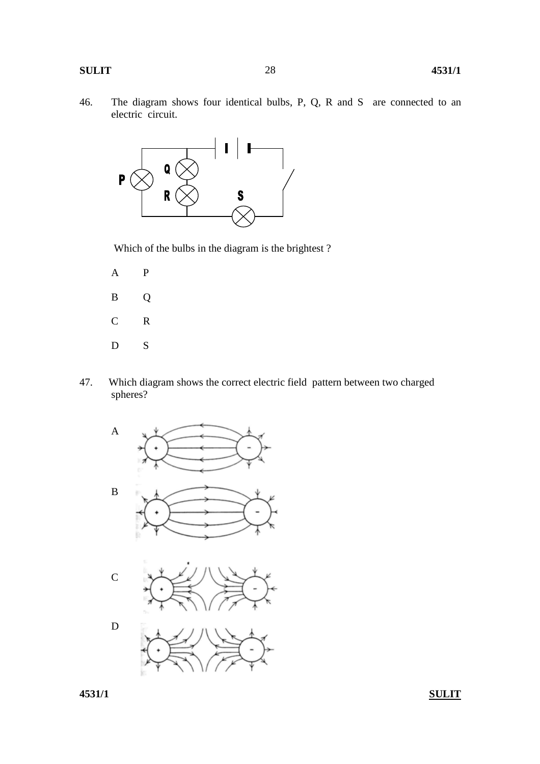46. The diagram shows four identical bulbs, P, Q, R and S are connected to an electric circuit.

Which of the bulbs in the diagram is the brightest ?

A P

B Q

C R

D S

47. Which diagram shows the correct electric field pattern between two charged spheres?

A

B

C

D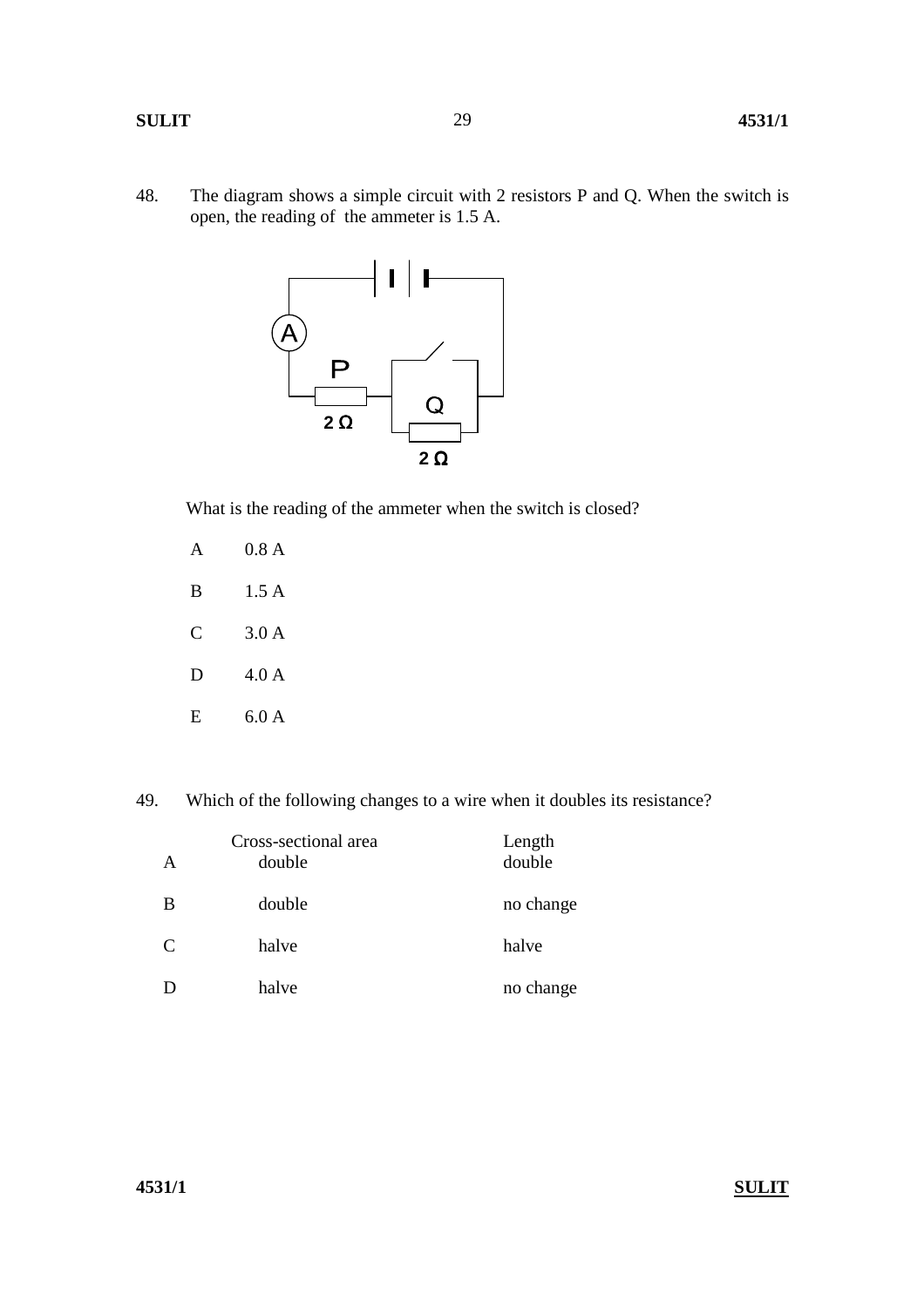48. The diagram shows a simple circuit with 2 resistors P and Q. When the switch is open, the reading of the ammeter is 1.5 A.

What is the reading of the ammeter when the switch is closed?

A 0.8 A

B 1.5 A

C 3.0 A

D 4.0 A

E 6.0 A

49. Which of the following changes to a wire when it doubles its resistance?

| | Cross-sectional area | Length |
|---|---|---|
| A | double | double |
| B | double | no change |
| C | halve | halve |
| D | halve | no change |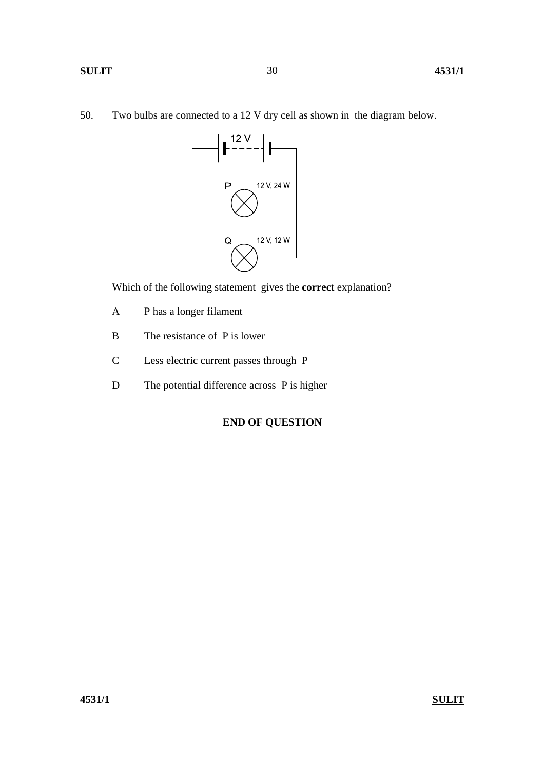50. Two bulbs are connected to a 12 V dry cell as shown in the diagram below.

12 V

P 12 V, 24 W

Q 12 V, 12 W

Which of the following statement gives the **correct** explanation?

A P has a longer filament

B The resistance of P is lower

C Less electric current passes through P

D The potential difference across P is higher

**END OF QUESTION**